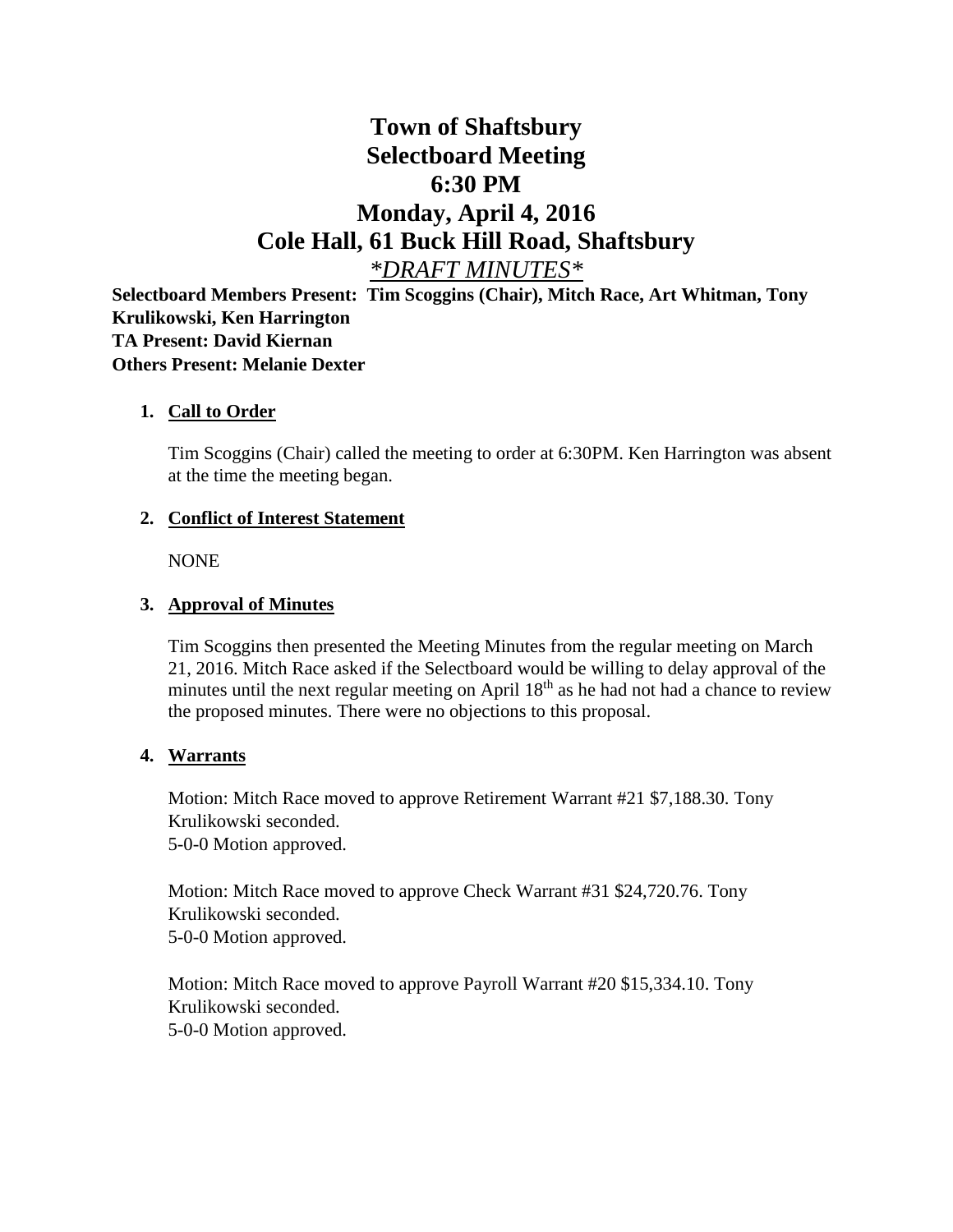# Town of Shaftsbury
# Selectboard Meeting
# 6:30 PM
# Monday, April 4, 2016
# Cole Hall, 61 Buck Hill Road, Shaftsbury

*\*DRAFT MINUTES\**

**Selectboard Members Present: Tim Scoggins (Chair), Mitch Race, Art Whitman, Tony Krulikowski, Ken Harrington**
**TA Present: David Kiernan**
**Others Present: Melanie Dexter**

1. **Call to Order**

   Tim Scoggins (Chair) called the meeting to order at 6:30PM. Ken Harrington was absent at the time the meeting began.

2. **Conflict of Interest Statement**

   NONE

3. **Approval of Minutes**

   Tim Scoggins then presented the Meeting Minutes from the regular meeting on March 21, 2016. Mitch Race asked if the Selectboard would be willing to delay approval of the minutes until the next regular meeting on April 18th as he had not had a chance to review the proposed minutes. There were no objections to this proposal.

4. **Warrants**

   Motion: Mitch Race moved to approve Retirement Warrant #21 $7,188.30. Tony Krulikowski seconded.
   5-0-0 Motion approved.

   Motion: Mitch Race moved to approve Check Warrant #31 $24,720.76. Tony Krulikowski seconded.
   5-0-0 Motion approved.

   Motion: Mitch Race moved to approve Payroll Warrant #20 $15,334.10. Tony Krulikowski seconded.
   5-0-0 Motion approved.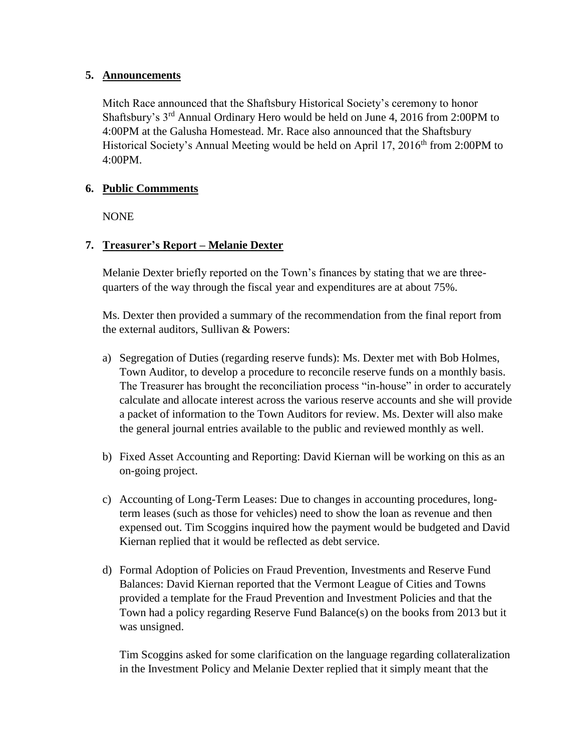5. **Announcements**

   Mitch Race announced that the Shaftsbury Historical Society's ceremony to honor Shaftsbury's 3rd Annual Ordinary Hero would be held on June 4, 2016 from 2:00PM to 4:00PM at the Galusha Homestead. Mr. Race also announced that the Shaftsbury Historical Society's Annual Meeting would be held on April 17, 2016th from 2:00PM to 4:00PM.

6. **Public Commments**

   NONE

7. **Treasurer's Report – Melanie Dexter**

   Melanie Dexter briefly reported on the Town's finances by stating that we are three-quarters of the way through the fiscal year and expenditures are at about 75%.

   Ms. Dexter then provided a summary of the recommendation from the final report from the external auditors, Sullivan & Powers:

   a) Segregation of Duties (regarding reserve funds): Ms. Dexter met with Bob Holmes, Town Auditor, to develop a procedure to reconcile reserve funds on a monthly basis. The Treasurer has brought the reconciliation process "in-house" in order to accurately calculate and allocate interest across the various reserve accounts and she will provide a packet of information to the Town Auditors for review. Ms. Dexter will also make the general journal entries available to the public and reviewed monthly as well.

   b) Fixed Asset Accounting and Reporting: David Kiernan will be working on this as an on-going project.

   c) Accounting of Long-Term Leases: Due to changes in accounting procedures, long-term leases (such as those for vehicles) need to show the loan as revenue and then expensed out. Tim Scoggins inquired how the payment would be budgeted and David Kiernan replied that it would be reflected as debt service.

   d) Formal Adoption of Policies on Fraud Prevention, Investments and Reserve Fund Balances: David Kiernan reported that the Vermont League of Cities and Towns provided a template for the Fraud Prevention and Investment Policies and that the Town had a policy regarding Reserve Fund Balance(s) on the books from 2013 but it was unsigned.

      Tim Scoggins asked for some clarification on the language regarding collateralization in the Investment Policy and Melanie Dexter replied that it simply meant that the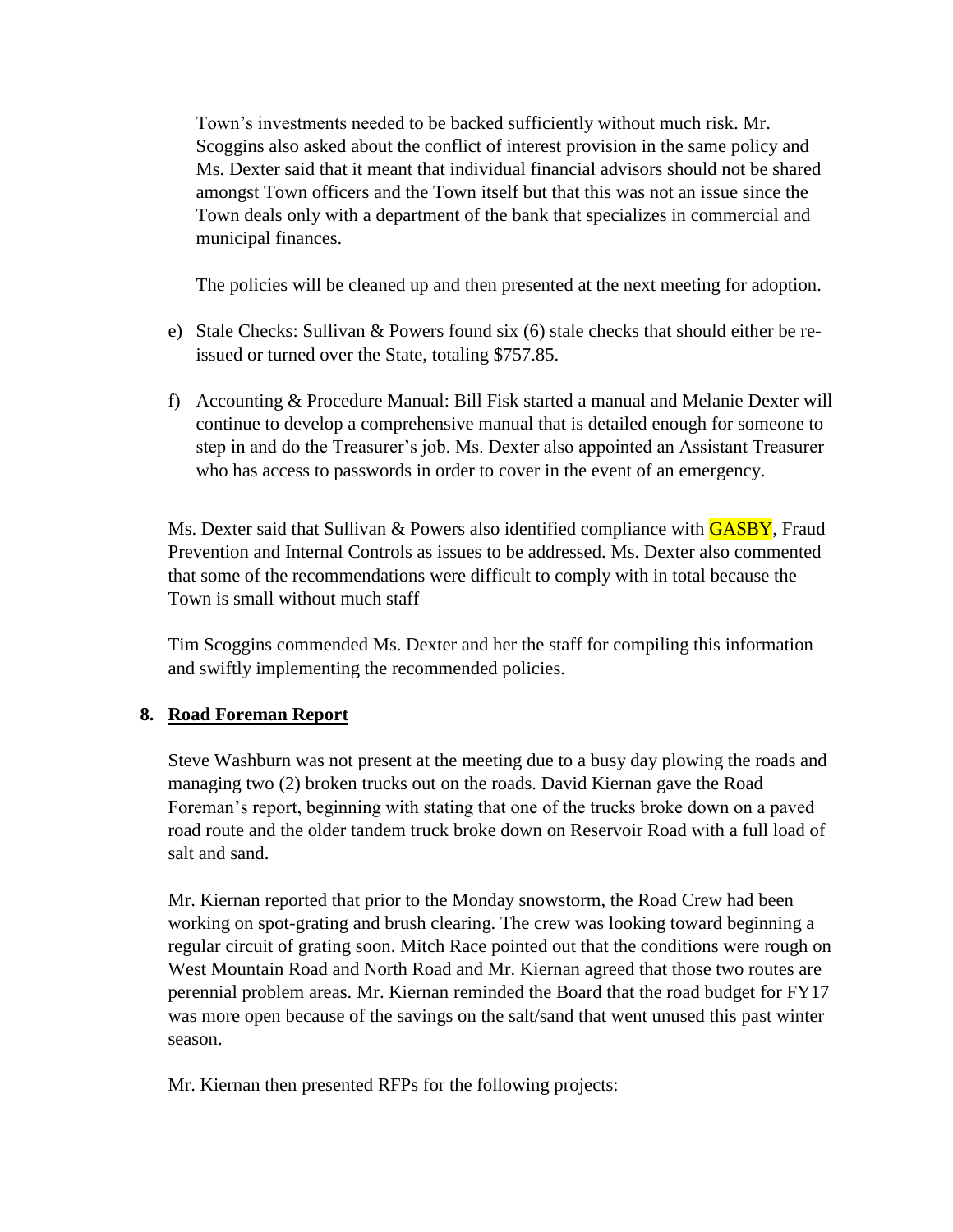Town's investments needed to be backed sufficiently without much risk. Mr. Scoggins also asked about the conflict of interest provision in the same policy and Ms. Dexter said that it meant that individual financial advisors should not be shared amongst Town officers and the Town itself but that this was not an issue since the Town deals only with a department of the bank that specializes in commercial and municipal finances.

The policies will be cleaned up and then presented at the next meeting for adoption.

e) Stale Checks: Sullivan & Powers found six (6) stale checks that should either be re-issued or turned over the State, totaling $757.85.

f) Accounting & Procedure Manual: Bill Fisk started a manual and Melanie Dexter will continue to develop a comprehensive manual that is detailed enough for someone to step in and do the Treasurer's job. Ms. Dexter also appointed an Assistant Treasurer who has access to passwords in order to cover in the event of an emergency.

Ms. Dexter said that Sullivan & Powers also identified compliance with GASBY, Fraud Prevention and Internal Controls as issues to be addressed. Ms. Dexter also commented that some of the recommendations were difficult to comply with in total because the Town is small without much staff

Tim Scoggins commended Ms. Dexter and her the staff for compiling this information and swiftly implementing the recommended policies.

## 8. Road Foreman Report

Steve Washburn was not present at the meeting due to a busy day plowing the roads and managing two (2) broken trucks out on the roads. David Kiernan gave the Road Foreman's report, beginning with stating that one of the trucks broke down on a paved road route and the older tandem truck broke down on Reservoir Road with a full load of salt and sand.

Mr. Kiernan reported that prior to the Monday snowstorm, the Road Crew had been working on spot-grating and brush clearing. The crew was looking toward beginning a regular circuit of grating soon. Mitch Race pointed out that the conditions were rough on West Mountain Road and North Road and Mr. Kiernan agreed that those two routes are perennial problem areas. Mr. Kiernan reminded the Board that the road budget for FY17 was more open because of the savings on the salt/sand that went unused this past winter season.

Mr. Kiernan then presented RFPs for the following projects: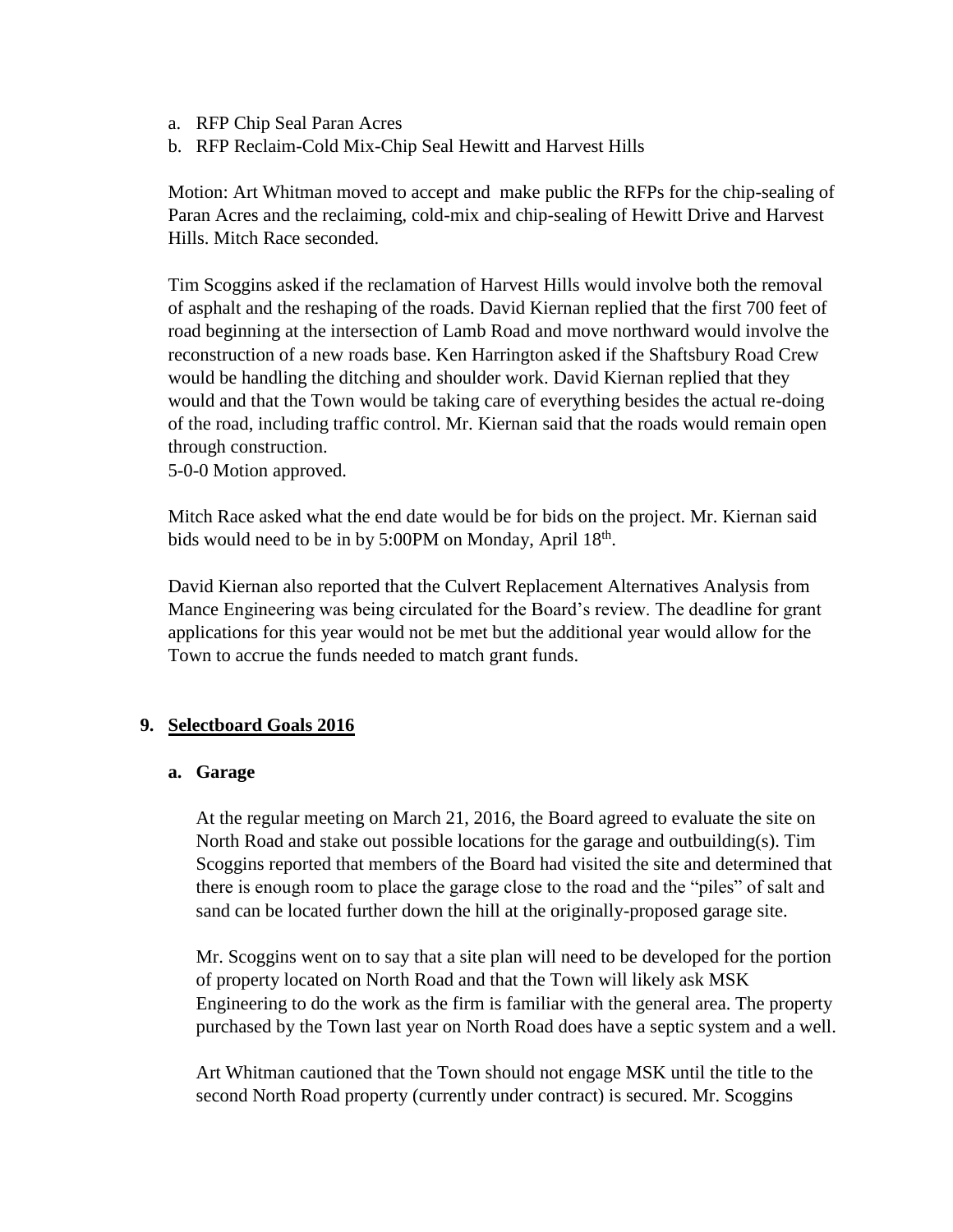a. RFP Chip Seal Paran Acres
b. RFP Reclaim-Cold Mix-Chip Seal Hewitt and Harvest Hills

Motion: Art Whitman moved to accept and make public the RFPs for the chip-sealing of Paran Acres and the reclaiming, cold-mix and chip-sealing of Hewitt Drive and Harvest Hills. Mitch Race seconded.

Tim Scoggins asked if the reclamation of Harvest Hills would involve both the removal of asphalt and the reshaping of the roads. David Kiernan replied that the first 700 feet of road beginning at the intersection of Lamb Road and move northward would involve the reconstruction of a new roads base. Ken Harrington asked if the Shaftsbury Road Crew would be handling the ditching and shoulder work. David Kiernan replied that they would and that the Town would be taking care of everything besides the actual re-doing of the road, including traffic control. Mr. Kiernan said that the roads would remain open through construction.
5-0-0 Motion approved.

Mitch Race asked what the end date would be for bids on the project. Mr. Kiernan said bids would need to be in by 5:00PM on Monday, April 18th.

David Kiernan also reported that the Culvert Replacement Alternatives Analysis from Mance Engineering was being circulated for the Board's review. The deadline for grant applications for this year would not be met but the additional year would allow for the Town to accrue the funds needed to match grant funds.

## 9. Selectboard Goals 2016

### a. Garage

At the regular meeting on March 21, 2016, the Board agreed to evaluate the site on North Road and stake out possible locations for the garage and outbuilding(s). Tim Scoggins reported that members of the Board had visited the site and determined that there is enough room to place the garage close to the road and the "piles" of salt and sand can be located further down the hill at the originally-proposed garage site.

Mr. Scoggins went on to say that a site plan will need to be developed for the portion of property located on North Road and that the Town will likely ask MSK Engineering to do the work as the firm is familiar with the general area. The property purchased by the Town last year on North Road does have a septic system and a well.

Art Whitman cautioned that the Town should not engage MSK until the title to the second North Road property (currently under contract) is secured. Mr. Scoggins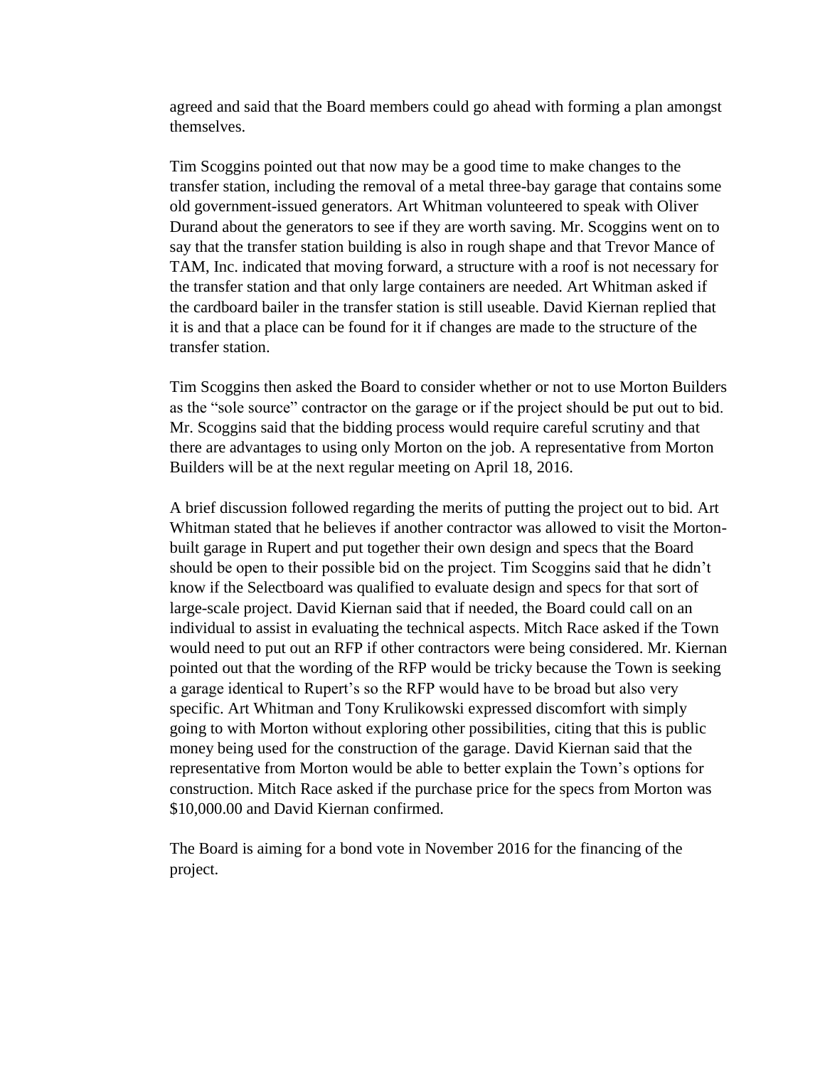agreed and said that the Board members could go ahead with forming a plan amongst themselves.

Tim Scoggins pointed out that now may be a good time to make changes to the transfer station, including the removal of a metal three-bay garage that contains some old government-issued generators. Art Whitman volunteered to speak with Oliver Durand about the generators to see if they are worth saving. Mr. Scoggins went on to say that the transfer station building is also in rough shape and that Trevor Mance of TAM, Inc. indicated that moving forward, a structure with a roof is not necessary for the transfer station and that only large containers are needed. Art Whitman asked if the cardboard bailer in the transfer station is still useable. David Kiernan replied that it is and that a place can be found for it if changes are made to the structure of the transfer station.

Tim Scoggins then asked the Board to consider whether or not to use Morton Builders as the "sole source" contractor on the garage or if the project should be put out to bid. Mr. Scoggins said that the bidding process would require careful scrutiny and that there are advantages to using only Morton on the job. A representative from Morton Builders will be at the next regular meeting on April 18, 2016.

A brief discussion followed regarding the merits of putting the project out to bid. Art Whitman stated that he believes if another contractor was allowed to visit the Morton-built garage in Rupert and put together their own design and specs that the Board should be open to their possible bid on the project. Tim Scoggins said that he didn't know if the Selectboard was qualified to evaluate design and specs for that sort of large-scale project. David Kiernan said that if needed, the Board could call on an individual to assist in evaluating the technical aspects. Mitch Race asked if the Town would need to put out an RFP if other contractors were being considered. Mr. Kiernan pointed out that the wording of the RFP would be tricky because the Town is seeking a garage identical to Rupert's so the RFP would have to be broad but also very specific. Art Whitman and Tony Krulikowski expressed discomfort with simply going to with Morton without exploring other possibilities, citing that this is public money being used for the construction of the garage. David Kiernan said that the representative from Morton would be able to better explain the Town's options for construction. Mitch Race asked if the purchase price for the specs from Morton was $10,000.00 and David Kiernan confirmed.

The Board is aiming for a bond vote in November 2016 for the financing of the project.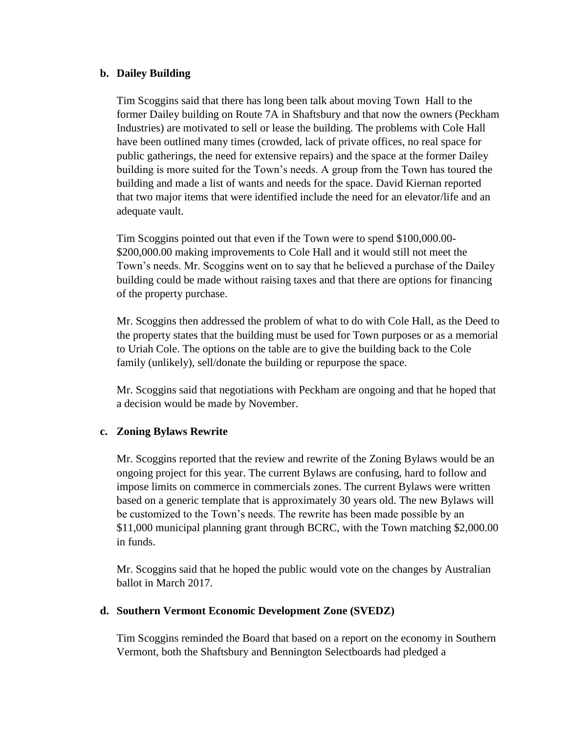**b. Dailey Building**

Tim Scoggins said that there has long been talk about moving Town Hall to the former Dailey building on Route 7A in Shaftsbury and that now the owners (Peckham Industries) are motivated to sell or lease the building. The problems with Cole Hall have been outlined many times (crowded, lack of private offices, no real space for public gatherings, the need for extensive repairs) and the space at the former Dailey building is more suited for the Town's needs. A group from the Town has toured the building and made a list of wants and needs for the space. David Kiernan reported that two major items that were identified include the need for an elevator/life and an adequate vault.

Tim Scoggins pointed out that even if the Town were to spend $100,000.00-$200,000.00 making improvements to Cole Hall and it would still not meet the Town's needs. Mr. Scoggins went on to say that he believed a purchase of the Dailey building could be made without raising taxes and that there are options for financing of the property purchase.

Mr. Scoggins then addressed the problem of what to do with Cole Hall, as the Deed to the property states that the building must be used for Town purposes or as a memorial to Uriah Cole. The options on the table are to give the building back to the Cole family (unlikely), sell/donate the building or repurpose the space.

Mr. Scoggins said that negotiations with Peckham are ongoing and that he hoped that a decision would be made by November.

**c. Zoning Bylaws Rewrite**

Mr. Scoggins reported that the review and rewrite of the Zoning Bylaws would be an ongoing project for this year. The current Bylaws are confusing, hard to follow and impose limits on commerce in commercials zones. The current Bylaws were written based on a generic template that is approximately 30 years old. The new Bylaws will be customized to the Town's needs. The rewrite has been made possible by an $11,000 municipal planning grant through BCRC, with the Town matching $2,000.00 in funds.

Mr. Scoggins said that he hoped the public would vote on the changes by Australian ballot in March 2017.

**d. Southern Vermont Economic Development Zone (SVEDZ)**

Tim Scoggins reminded the Board that based on a report on the economy in Southern Vermont, both the Shaftsbury and Bennington Selectboards had pledged a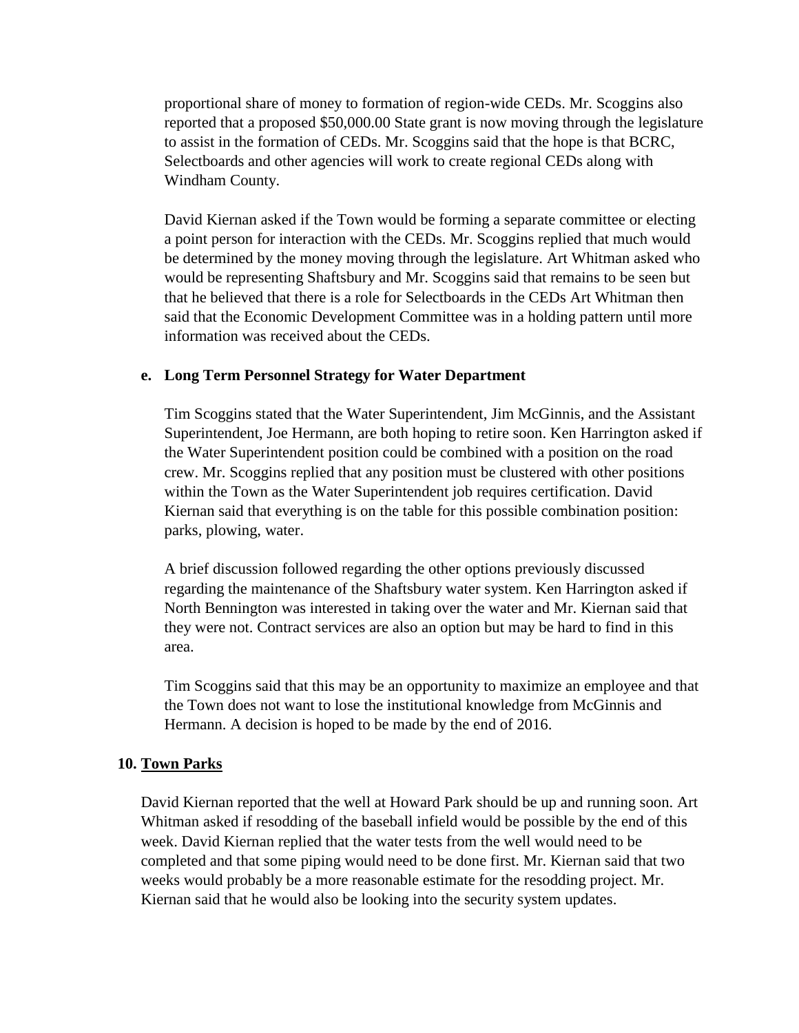proportional share of money to formation of region-wide CEDs. Mr. Scoggins also reported that a proposed $50,000.00 State grant is now moving through the legislature to assist in the formation of CEDs. Mr. Scoggins said that the hope is that BCRC, Selectboards and other agencies will work to create regional CEDs along with Windham County.

David Kiernan asked if the Town would be forming a separate committee or electing a point person for interaction with the CEDs. Mr. Scoggins replied that much would be determined by the money moving through the legislature. Art Whitman asked who would be representing Shaftsbury and Mr. Scoggins said that remains to be seen but that he believed that there is a role for Selectboards in the CEDs Art Whitman then said that the Economic Development Committee was in a holding pattern until more information was received about the CEDs.

**e. Long Term Personnel Strategy for Water Department**

Tim Scoggins stated that the Water Superintendent, Jim McGinnis, and the Assistant Superintendent, Joe Hermann, are both hoping to retire soon. Ken Harrington asked if the Water Superintendent position could be combined with a position on the road crew. Mr. Scoggins replied that any position must be clustered with other positions within the Town as the Water Superintendent job requires certification. David Kiernan said that everything is on the table for this possible combination position: parks, plowing, water.

A brief discussion followed regarding the other options previously discussed regarding the maintenance of the Shaftsbury water system. Ken Harrington asked if North Bennington was interested in taking over the water and Mr. Kiernan said that they were not. Contract services are also an option but may be hard to find in this area.

Tim Scoggins said that this may be an opportunity to maximize an employee and that the Town does not want to lose the institutional knowledge from McGinnis and Hermann. A decision is hoped to be made by the end of 2016.

## 10. Town Parks

David Kiernan reported that the well at Howard Park should be up and running soon. Art Whitman asked if resodding of the baseball infield would be possible by the end of this week. David Kiernan replied that the water tests from the well would need to be completed and that some piping would need to be done first. Mr. Kiernan said that two weeks would probably be a more reasonable estimate for the resodding project. Mr. Kiernan said that he would also be looking into the security system updates.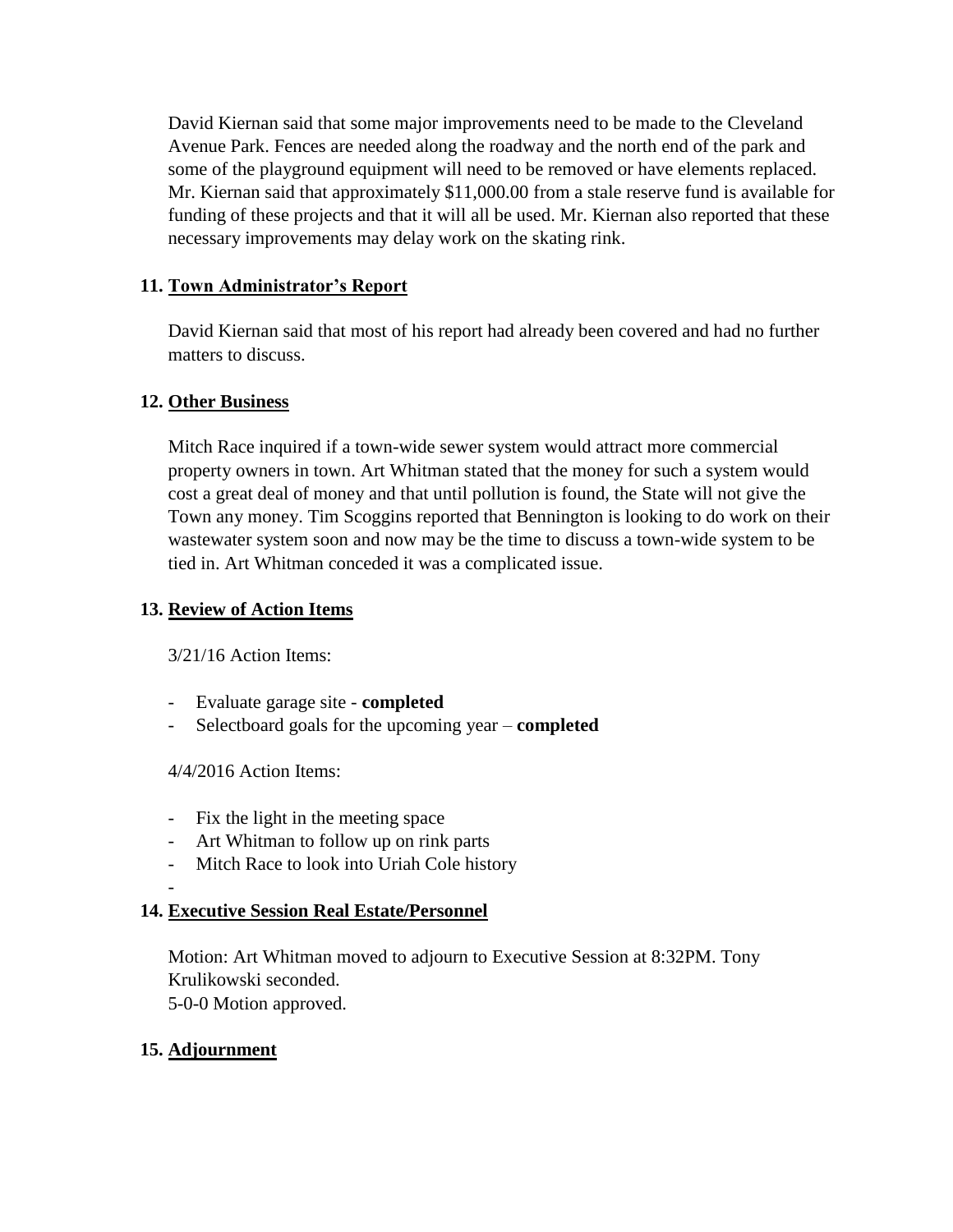David Kiernan said that some major improvements need to be made to the Cleveland Avenue Park. Fences are needed along the roadway and the north end of the park and some of the playground equipment will need to be removed or have elements replaced. Mr. Kiernan said that approximately $11,000.00 from a stale reserve fund is available for funding of these projects and that it will all be used. Mr. Kiernan also reported that these necessary improvements may delay work on the skating rink.

**11. Town Administrator's Report**

David Kiernan said that most of his report had already been covered and had no further matters to discuss.

**12. Other Business**

Mitch Race inquired if a town-wide sewer system would attract more commercial property owners in town. Art Whitman stated that the money for such a system would cost a great deal of money and that until pollution is found, the State will not give the Town any money. Tim Scoggins reported that Bennington is looking to do work on their wastewater system soon and now may be the time to discuss a town-wide system to be tied in. Art Whitman conceded it was a complicated issue.

**13. Review of Action Items**

3/21/16 Action Items:

- Evaluate garage site - **completed**
- Selectboard goals for the upcoming year – **completed**

4/4/2016 Action Items:

- Fix the light in the meeting space
- Art Whitman to follow up on rink parts
- Mitch Race to look into Uriah Cole history
-

**14. Executive Session Real Estate/Personnel**

Motion: Art Whitman moved to adjourn to Executive Session at 8:32PM. Tony Krulikowski seconded.
5-0-0 Motion approved.

**15. Adjournment**